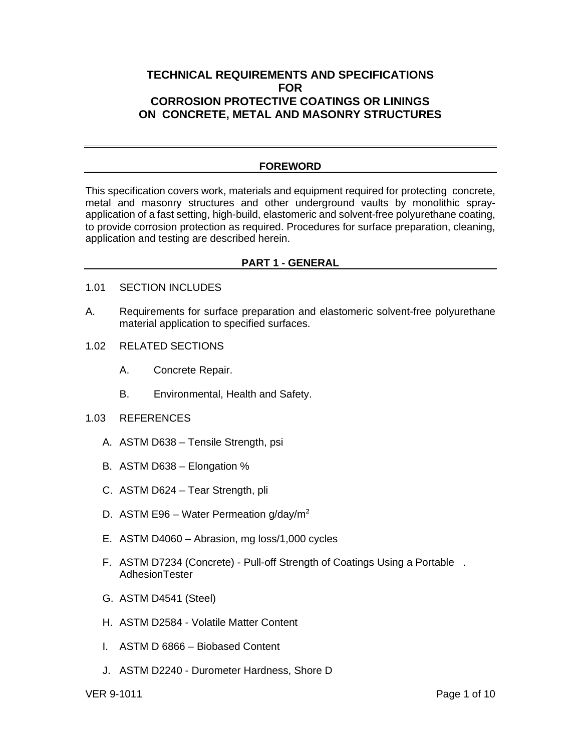# TECHNICAL REQUIREMENTS AND SPECIFICATIONS FOR CORROSION PROTECTIVE COATINGS OR LININGS ON CONCRETE, METAL AND MASONRY STRUCTURES

---

## FOREWORD

This specification covers work, materials and equipment required for protecting concrete, metal and masonry structures and other underground vaults by monolithic spray-application of a fast setting, high-build, elastomeric and solvent-free polyurethane coating, to provide corrosion protection as required. Procedures for surface preparation, cleaning, application and testing are described herein.

## PART 1 - GENERAL

1.01 SECTION INCLUDES

A. Requirements for surface preparation and elastomeric solvent-free polyurethane material application to specified surfaces.

1.02 RELATED SECTIONS

A. Concrete Repair.

B. Environmental, Health and Safety.

1.03 REFERENCES

A. ASTM D638 – Tensile Strength, psi

B. ASTM D638 – Elongation %

C. ASTM D624 – Tear Strength, pli

D. ASTM E96 – Water Permeation g/day/$m^2$

E. ASTM D4060 – Abrasion, mg loss/1,000 cycles

F. ASTM D7234 (Concrete) - Pull-off Strength of Coatings Using a Portable . AdhesionTester

G. ASTM D4541 (Steel)

H. ASTM D2584 - Volatile Matter Content

I. ASTM D 6866 – Biobased Content

J. ASTM D2240 - Durometer Hardness, Shore D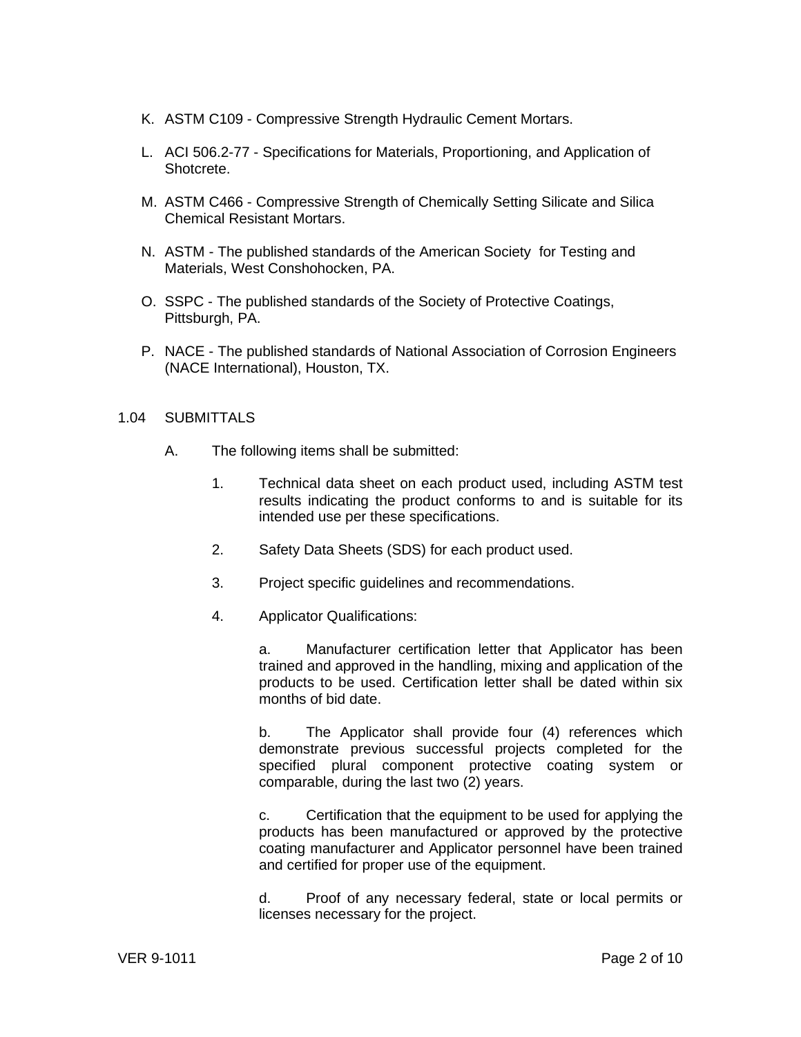K. ASTM C109 - Compressive Strength Hydraulic Cement Mortars.

L. ACI 506.2-77 - Specifications for Materials, Proportioning, and Application of Shotcrete.

M. ASTM C466 - Compressive Strength of Chemically Setting Silicate and Silica Chemical Resistant Mortars.

N. ASTM - The published standards of the American Society for Testing and Materials, West Conshohocken, PA.

O. SSPC - The published standards of the Society of Protective Coatings, Pittsburgh, PA.

P. NACE - The published standards of National Association of Corrosion Engineers (NACE International), Houston, TX.

## 1.04 SUBMITTALS

A. The following items shall be submitted:

1. Technical data sheet on each product used, including ASTM test results indicating the product conforms to and is suitable for its intended use per these specifications.

2. Safety Data Sheets (SDS) for each product used.

3. Project specific guidelines and recommendations.

4. Applicator Qualifications:

   a. Manufacturer certification letter that Applicator has been trained and approved in the handling, mixing and application of the products to be used. Certification letter shall be dated within six months of bid date.

   b. The Applicator shall provide four (4) references which demonstrate previous successful projects completed for the specified plural component protective coating system or comparable, during the last two (2) years.

   c. Certification that the equipment to be used for applying the products has been manufactured or approved by the protective coating manufacturer and Applicator personnel have been trained and certified for proper use of the equipment.

   d. Proof of any necessary federal, state or local permits or licenses necessary for the project.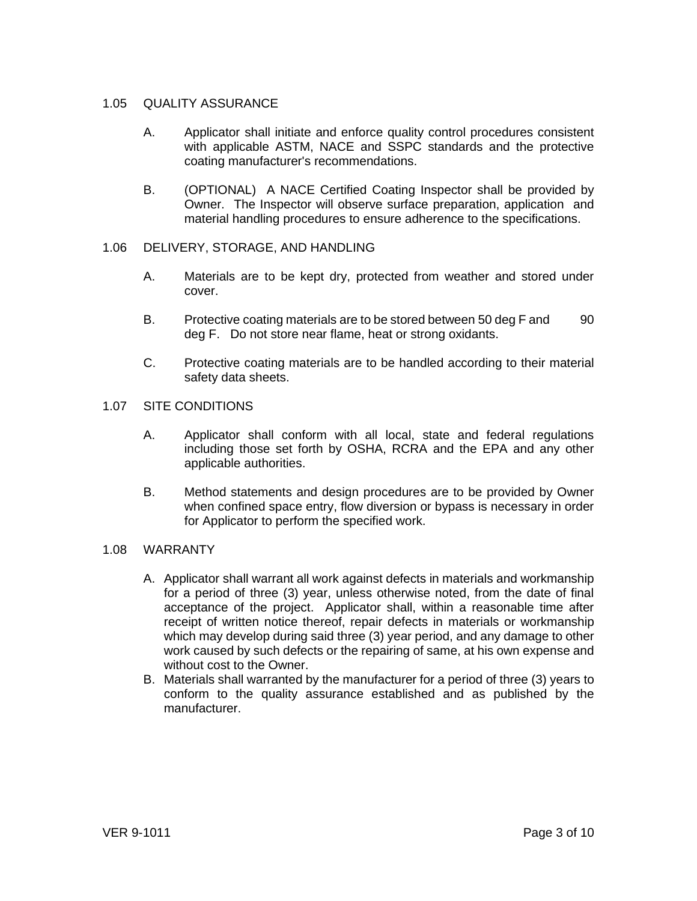## 1.05 QUALITY ASSURANCE

A. Applicator shall initiate and enforce quality control procedures consistent with applicable ASTM, NACE and SSPC standards and the protective coating manufacturer's recommendations.

B. (OPTIONAL) A NACE Certified Coating Inspector shall be provided by Owner. The Inspector will observe surface preparation, application and material handling procedures to ensure adherence to the specifications.

## 1.06 DELIVERY, STORAGE, AND HANDLING

A. Materials are to be kept dry, protected from weather and stored under cover.

B. Protective coating materials are to be stored between 50 deg F and 90 deg F. Do not store near flame, heat or strong oxidants.

C. Protective coating materials are to be handled according to their material safety data sheets.

## 1.07 SITE CONDITIONS

A. Applicator shall conform with all local, state and federal regulations including those set forth by OSHA, RCRA and the EPA and any other applicable authorities.

B. Method statements and design procedures are to be provided by Owner when confined space entry, flow diversion or bypass is necessary in order for Applicator to perform the specified work.

## 1.08 WARRANTY

A. Applicator shall warrant all work against defects in materials and workmanship for a period of three (3) year, unless otherwise noted, from the date of final acceptance of the project. Applicator shall, within a reasonable time after receipt of written notice thereof, repair defects in materials or workmanship which may develop during said three (3) year period, and any damage to other work caused by such defects or the repairing of same, at his own expense and without cost to the Owner.

B. Materials shall warranted by the manufacturer for a period of three (3) years to conform to the quality assurance established and as published by the manufacturer.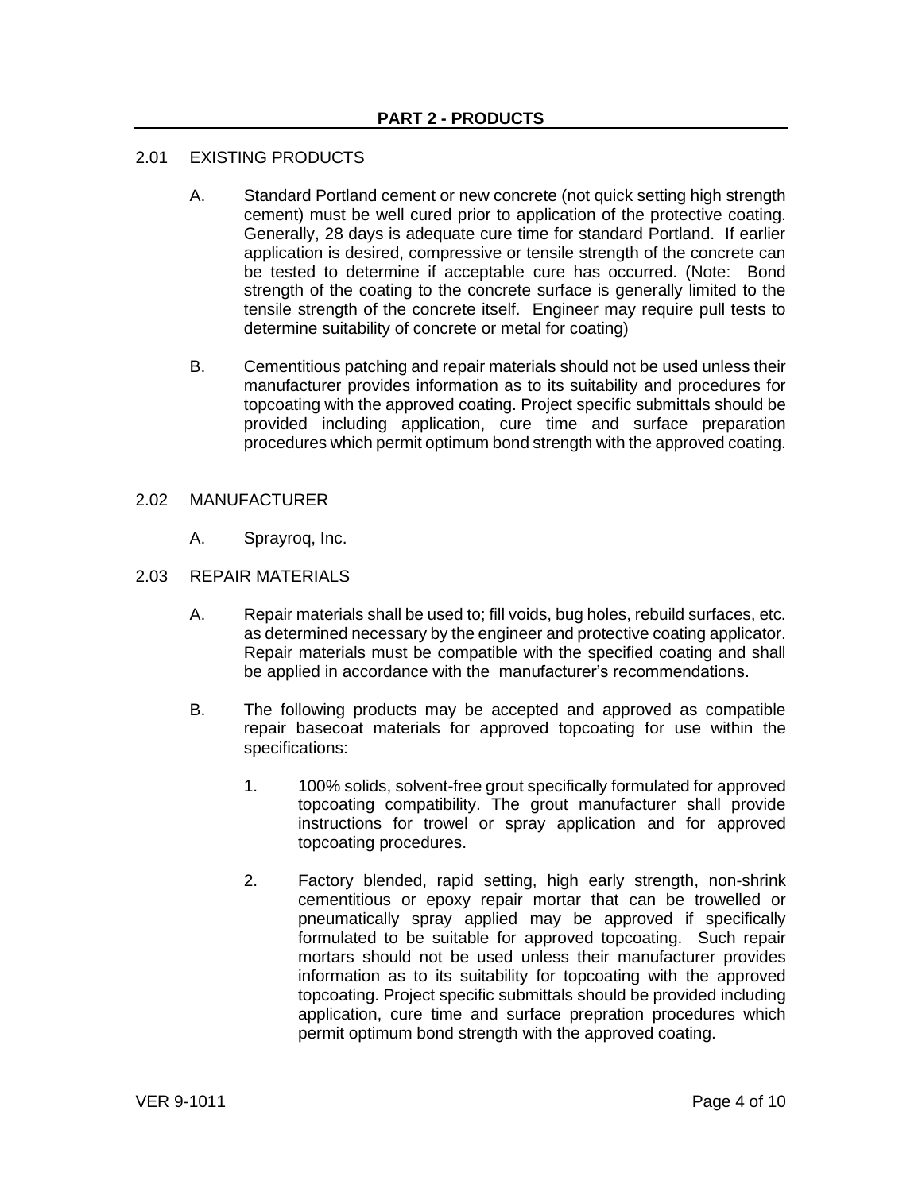## PART 2 - PRODUCTS

2.01 EXISTING PRODUCTS

A. Standard Portland cement or new concrete (not quick setting high strength cement) must be well cured prior to application of the protective coating. Generally, 28 days is adequate cure time for standard Portland. If earlier application is desired, compressive or tensile strength of the concrete can be tested to determine if acceptable cure has occurred. (Note: Bond strength of the coating to the concrete surface is generally limited to the tensile strength of the concrete itself. Engineer may require pull tests to determine suitability of concrete or metal for coating)

B. Cementitious patching and repair materials should not be used unless their manufacturer provides information as to its suitability and procedures for topcoating with the approved coating. Project specific submittals should be provided including application, cure time and surface preparation procedures which permit optimum bond strength with the approved coating.

2.02 MANUFACTURER

A. Sprayroq, Inc.

2.03 REPAIR MATERIALS

A. Repair materials shall be used to; fill voids, bug holes, rebuild surfaces, etc. as determined necessary by the engineer and protective coating applicator. Repair materials must be compatible with the specified coating and shall be applied in accordance with the manufacturer's recommendations.

B. The following products may be accepted and approved as compatible repair basecoat materials for approved topcoating for use within the specifications:

1. 100% solids, solvent-free grout specifically formulated for approved topcoating compatibility. The grout manufacturer shall provide instructions for trowel or spray application and for approved topcoating procedures.

2. Factory blended, rapid setting, high early strength, non-shrink cementitious or epoxy repair mortar that can be trowelled or pneumatically spray applied may be approved if specifically formulated to be suitable for approved topcoating. Such repair mortars should not be used unless their manufacturer provides information as to its suitability for topcoating with the approved topcoating. Project specific submittals should be provided including application, cure time and surface prepration procedures which permit optimum bond strength with the approved coating.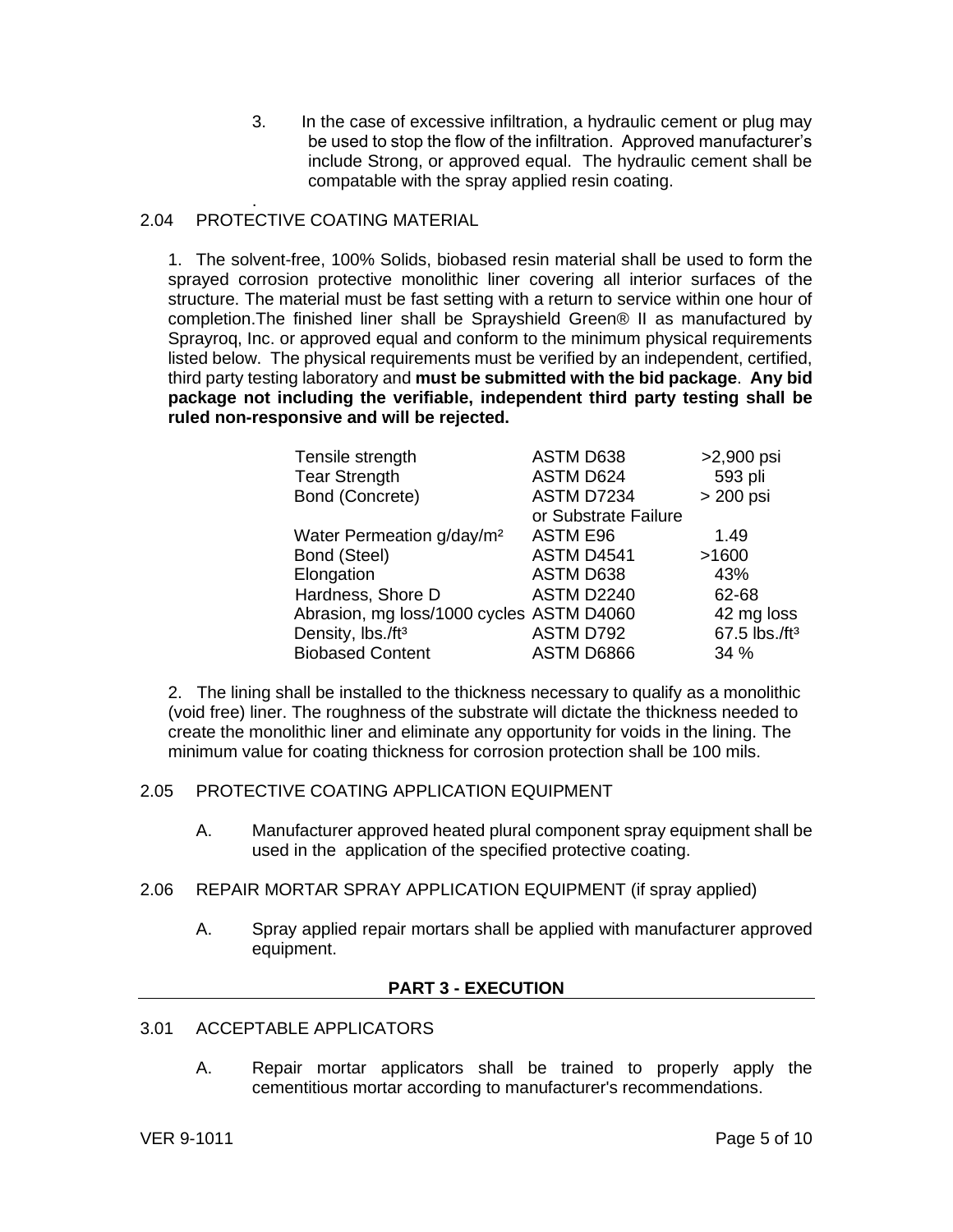3. In the case of excessive infiltration, a hydraulic cement or plug may be used to stop the flow of the infiltration. Approved manufacturer's include Strong, or approved equal. The hydraulic cement shall be compatable with the spray applied resin coating.

.

## 2.04 PROTECTIVE COATING MATERIAL

1. The solvent-free, 100% Solids, biobased resin material shall be used to form the sprayed corrosion protective monolithic liner covering all interior surfaces of the structure. The material must be fast setting with a return to service within one hour of completion.The finished liner shall be Sprayshield Green® II as manufactured by Sprayroq, Inc. or approved equal and conform to the minimum physical requirements listed below. The physical requirements must be verified by an independent, certified, third party testing laboratory and **must be submitted with the bid package**. **Any bid package not including the verifiable, independent third party testing shall be ruled non-responsive and will be rejected.**

| Property | Test Method | Value |
|---|---|---|
| Tensile strength | ASTM D638 | >2,900 psi |
| Tear Strength | ASTM D624 | 593 pli |
| Bond (Concrete) | ASTM D7234 or Substrate Failure | > 200 psi |
| Water Permeation g/day/m² | ASTM E96 | 1.49 |
| Bond (Steel) | ASTM D4541 | >1600 |
| Elongation | ASTM D638 | 43% |
| Hardness, Shore D | ASTM D2240 | 62-68 |
| Abrasion, mg loss/1000 cycles | ASTM D4060 | 42 mg loss |
| Density, lbs./ft³ | ASTM D792 | 67.5 lbs./ft³ |
| Biobased Content | ASTM D6866 | 34 % |

2. The lining shall be installed to the thickness necessary to qualify as a monolithic (void free) liner. The roughness of the substrate will dictate the thickness needed to create the monolithic liner and eliminate any opportunity for voids in the lining. The minimum value for coating thickness for corrosion protection shall be 100 mils.

## 2.05 PROTECTIVE COATING APPLICATION EQUIPMENT

A. Manufacturer approved heated plural component spray equipment shall be used in the application of the specified protective coating.

## 2.06 REPAIR MORTAR SPRAY APPLICATION EQUIPMENT (if spray applied)

A. Spray applied repair mortars shall be applied with manufacturer approved equipment.

# PART 3 - EXECUTION

## 3.01 ACCEPTABLE APPLICATORS

A. Repair mortar applicators shall be trained to properly apply the cementitious mortar according to manufacturer's recommendations.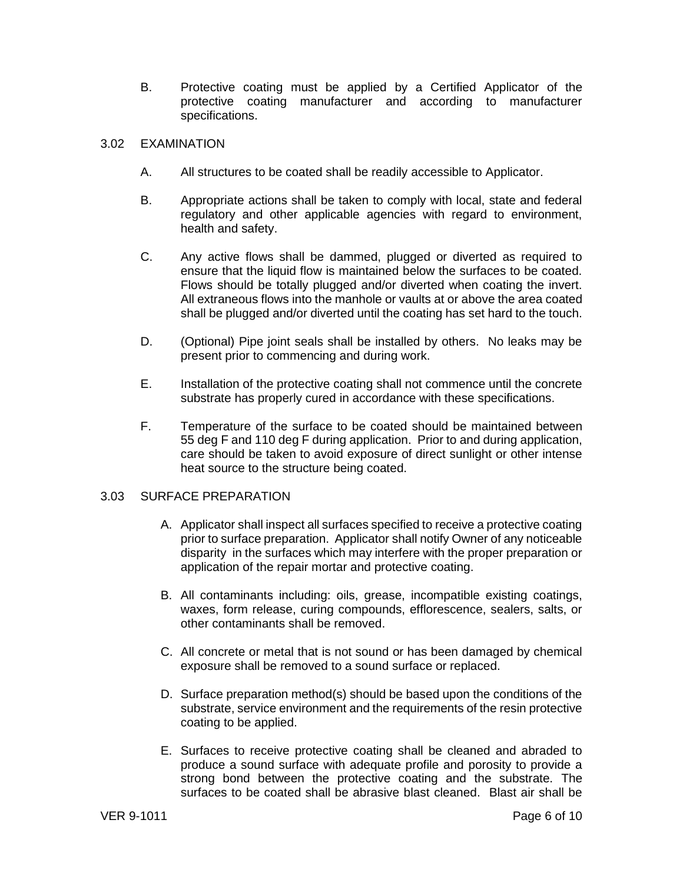B. Protective coating must be applied by a Certified Applicator of the protective coating manufacturer and according to manufacturer specifications.

### 3.02 EXAMINATION

A. All structures to be coated shall be readily accessible to Applicator.

B. Appropriate actions shall be taken to comply with local, state and federal regulatory and other applicable agencies with regard to environment, health and safety.

C. Any active flows shall be dammed, plugged or diverted as required to ensure that the liquid flow is maintained below the surfaces to be coated. Flows should be totally plugged and/or diverted when coating the invert. All extraneous flows into the manhole or vaults at or above the area coated shall be plugged and/or diverted until the coating has set hard to the touch.

D. (Optional) Pipe joint seals shall be installed by others. No leaks may be present prior to commencing and during work.

E. Installation of the protective coating shall not commence until the concrete substrate has properly cured in accordance with these specifications.

F. Temperature of the surface to be coated should be maintained between 55 deg F and 110 deg F during application. Prior to and during application, care should be taken to avoid exposure of direct sunlight or other intense heat source to the structure being coated.

### 3.03 SURFACE PREPARATION

A. Applicator shall inspect all surfaces specified to receive a protective coating prior to surface preparation. Applicator shall notify Owner of any noticeable disparity in the surfaces which may interfere with the proper preparation or application of the repair mortar and protective coating.

B. All contaminants including: oils, grease, incompatible existing coatings, waxes, form release, curing compounds, efflorescence, sealers, salts, or other contaminants shall be removed.

C. All concrete or metal that is not sound or has been damaged by chemical exposure shall be removed to a sound surface or replaced.

D. Surface preparation method(s) should be based upon the conditions of the substrate, service environment and the requirements of the resin protective coating to be applied.

E. Surfaces to receive protective coating shall be cleaned and abraded to produce a sound surface with adequate profile and porosity to provide a strong bond between the protective coating and the substrate. The surfaces to be coated shall be abrasive blast cleaned. Blast air shall be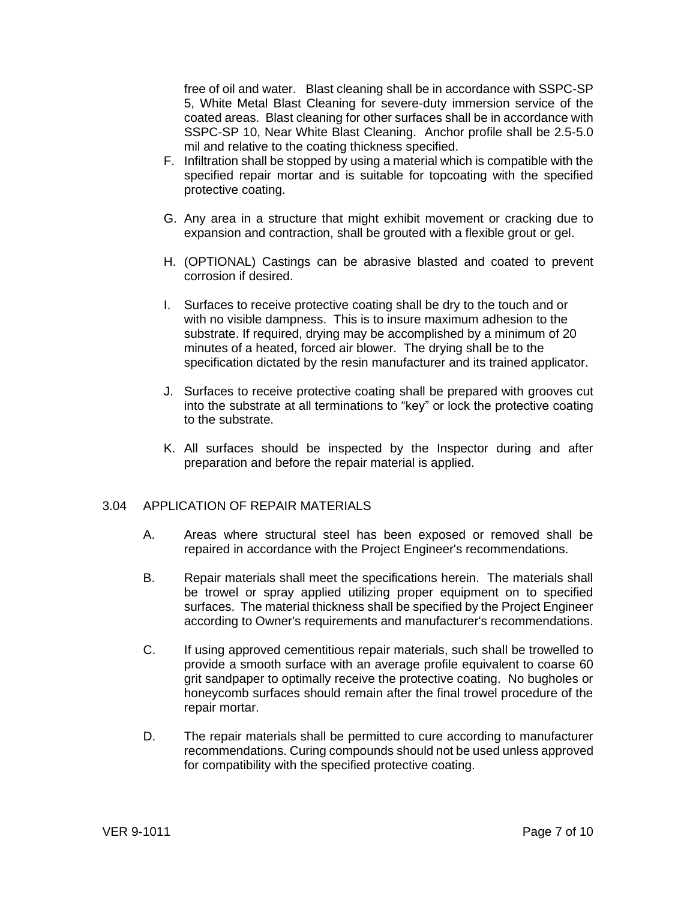free of oil and water. Blast cleaning shall be in accordance with SSPC-SP 5, White Metal Blast Cleaning for severe-duty immersion service of the coated areas. Blast cleaning for other surfaces shall be in accordance with SSPC-SP 10, Near White Blast Cleaning. Anchor profile shall be 2.5-5.0 mil and relative to the coating thickness specified.

F. Infiltration shall be stopped by using a material which is compatible with the specified repair mortar and is suitable for topcoating with the specified protective coating.

G. Any area in a structure that might exhibit movement or cracking due to expansion and contraction, shall be grouted with a flexible grout or gel.

H. (OPTIONAL) Castings can be abrasive blasted and coated to prevent corrosion if desired.

I. Surfaces to receive protective coating shall be dry to the touch and or with no visible dampness. This is to insure maximum adhesion to the substrate. If required, drying may be accomplished by a minimum of 20 minutes of a heated, forced air blower. The drying shall be to the specification dictated by the resin manufacturer and its trained applicator.

J. Surfaces to receive protective coating shall be prepared with grooves cut into the substrate at all terminations to "key" or lock the protective coating to the substrate.

K. All surfaces should be inspected by the Inspector during and after preparation and before the repair material is applied.

## 3.04 APPLICATION OF REPAIR MATERIALS

A. Areas where structural steel has been exposed or removed shall be repaired in accordance with the Project Engineer's recommendations.

B. Repair materials shall meet the specifications herein. The materials shall be trowel or spray applied utilizing proper equipment on to specified surfaces. The material thickness shall be specified by the Project Engineer according to Owner's requirements and manufacturer's recommendations.

C. If using approved cementitious repair materials, such shall be trowelled to provide a smooth surface with an average profile equivalent to coarse 60 grit sandpaper to optimally receive the protective coating. No bugholes or honeycomb surfaces should remain after the final trowel procedure of the repair mortar.

D. The repair materials shall be permitted to cure according to manufacturer recommendations. Curing compounds should not be used unless approved for compatibility with the specified protective coating.

VER 9-1011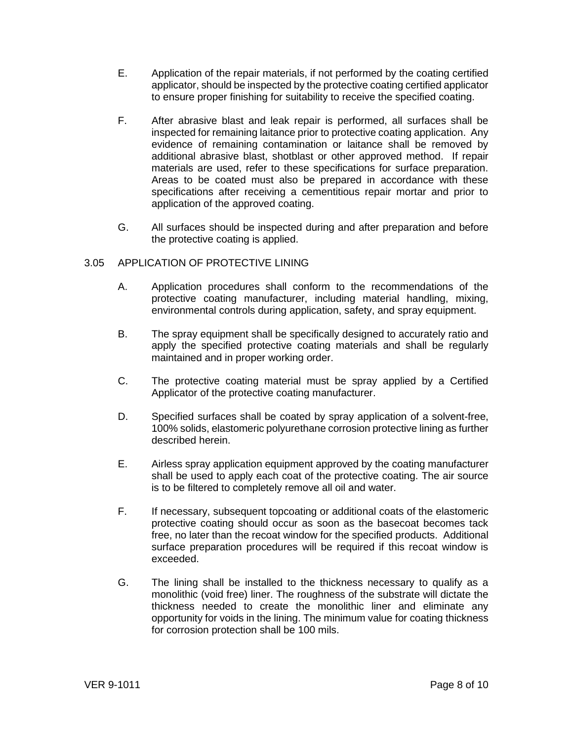E. Application of the repair materials, if not performed by the coating certified applicator, should be inspected by the protective coating certified applicator to ensure proper finishing for suitability to receive the specified coating.

F. After abrasive blast and leak repair is performed, all surfaces shall be inspected for remaining laitance prior to protective coating application. Any evidence of remaining contamination or laitance shall be removed by additional abrasive blast, shotblast or other approved method. If repair materials are used, refer to these specifications for surface preparation. Areas to be coated must also be prepared in accordance with these specifications after receiving a cementitious repair mortar and prior to application of the approved coating.

G. All surfaces should be inspected during and after preparation and before the protective coating is applied.

## 3.05 APPLICATION OF PROTECTIVE LINING

A. Application procedures shall conform to the recommendations of the protective coating manufacturer, including material handling, mixing, environmental controls during application, safety, and spray equipment.

B. The spray equipment shall be specifically designed to accurately ratio and apply the specified protective coating materials and shall be regularly maintained and in proper working order.

C. The protective coating material must be spray applied by a Certified Applicator of the protective coating manufacturer.

D. Specified surfaces shall be coated by spray application of a solvent-free, 100% solids, elastomeric polyurethane corrosion protective lining as further described herein.

E. Airless spray application equipment approved by the coating manufacturer shall be used to apply each coat of the protective coating. The air source is to be filtered to completely remove all oil and water.

F. If necessary, subsequent topcoating or additional coats of the elastomeric protective coating should occur as soon as the basecoat becomes tack free, no later than the recoat window for the specified products. Additional surface preparation procedures will be required if this recoat window is exceeded.

G. The lining shall be installed to the thickness necessary to qualify as a monolithic (void free) liner. The roughness of the substrate will dictate the thickness needed to create the monolithic liner and eliminate any opportunity for voids in the lining. The minimum value for coating thickness for corrosion protection shall be 100 mils.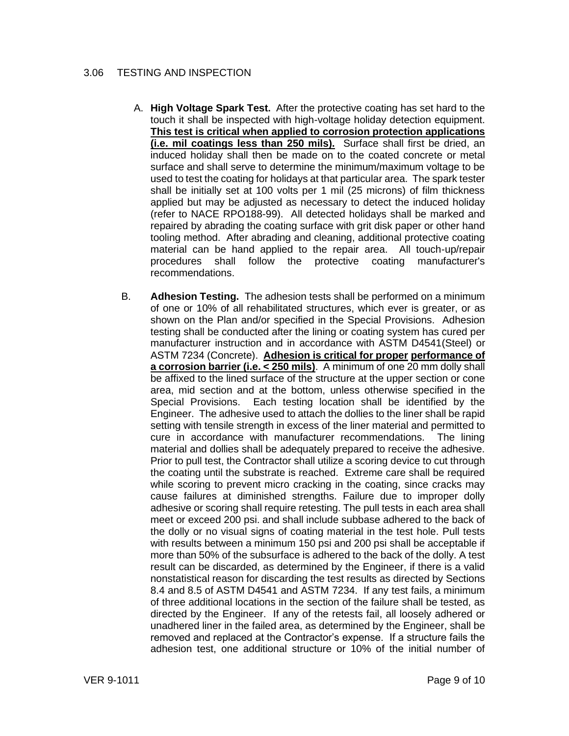## 3.06 TESTING AND INSPECTION

A. **High Voltage Spark Test.** After the protective coating has set hard to the touch it shall be inspected with high-voltage holiday detection equipment. **<u>This test is critical when applied to corrosion protection applications (i.e. mil coatings less than 250 mils).</u>** Surface shall first be dried, an induced holiday shall then be made on to the coated concrete or metal surface and shall serve to determine the minimum/maximum voltage to be used to test the coating for holidays at that particular area. The spark tester shall be initially set at 100 volts per 1 mil (25 microns) of film thickness applied but may be adjusted as necessary to detect the induced holiday (refer to NACE RPO188-99). All detected holidays shall be marked and repaired by abrading the coating surface with grit disk paper or other hand tooling method. After abrading and cleaning, additional protective coating material can be hand applied to the repair area. All touch-up/repair procedures shall follow the protective coating manufacturer's recommendations.

B. **Adhesion Testing.** The adhesion tests shall be performed on a minimum of one or 10% of all rehabilitated structures, which ever is greater, or as shown on the Plan and/or specified in the Special Provisions. Adhesion testing shall be conducted after the lining or coating system has cured per manufacturer instruction and in accordance with ASTM D4541(Steel) or ASTM 7234 (Concrete). **<u>Adhesion is critical for proper performance of a corrosion barrier (i.e. < 250 mils)</u>**. A minimum of one 20 mm dolly shall be affixed to the lined surface of the structure at the upper section or cone area, mid section and at the bottom, unless otherwise specified in the Special Provisions. Each testing location shall be identified by the Engineer. The adhesive used to attach the dollies to the liner shall be rapid setting with tensile strength in excess of the liner material and permitted to cure in accordance with manufacturer recommendations. The lining material and dollies shall be adequately prepared to receive the adhesive. Prior to pull test, the Contractor shall utilize a scoring device to cut through the coating until the substrate is reached. Extreme care shall be required while scoring to prevent micro cracking in the coating, since cracks may cause failures at diminished strengths. Failure due to improper dolly adhesive or scoring shall require retesting. The pull tests in each area shall meet or exceed 200 psi. and shall include subbase adhered to the back of the dolly or no visual signs of coating material in the test hole. Pull tests with results between a minimum 150 psi and 200 psi shall be acceptable if more than 50% of the subsurface is adhered to the back of the dolly. A test result can be discarded, as determined by the Engineer, if there is a valid nonstatistical reason for discarding the test results as directed by Sections 8.4 and 8.5 of ASTM D4541 and ASTM 7234. If any test fails, a minimum of three additional locations in the section of the failure shall be tested, as directed by the Engineer. If any of the retests fail, all loosely adhered or unadhered liner in the failed area, as determined by the Engineer, shall be removed and replaced at the Contractor's expense. If a structure fails the adhesion test, one additional structure or 10% of the initial number of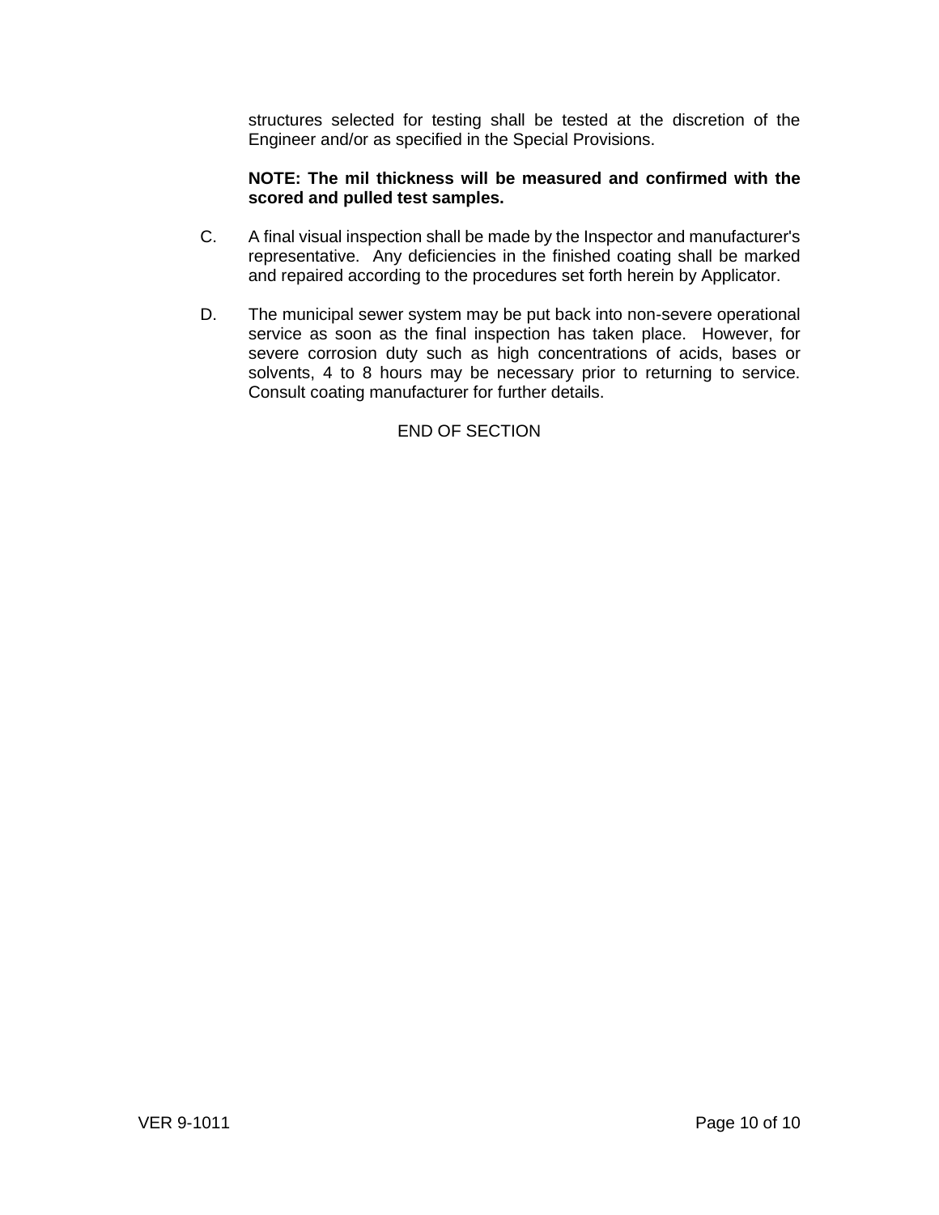structures selected for testing shall be tested at the discretion of the Engineer and/or as specified in the Special Provisions.

**NOTE: The mil thickness will be measured and confirmed with the scored and pulled test samples.**

C. A final visual inspection shall be made by the Inspector and manufacturer's representative. Any deficiencies in the finished coating shall be marked and repaired according to the procedures set forth herein by Applicator.

D. The municipal sewer system may be put back into non-severe operational service as soon as the final inspection has taken place. However, for severe corrosion duty such as high concentrations of acids, bases or solvents, 4 to 8 hours may be necessary prior to returning to service. Consult coating manufacturer for further details.

END OF SECTION

VER 9-1011